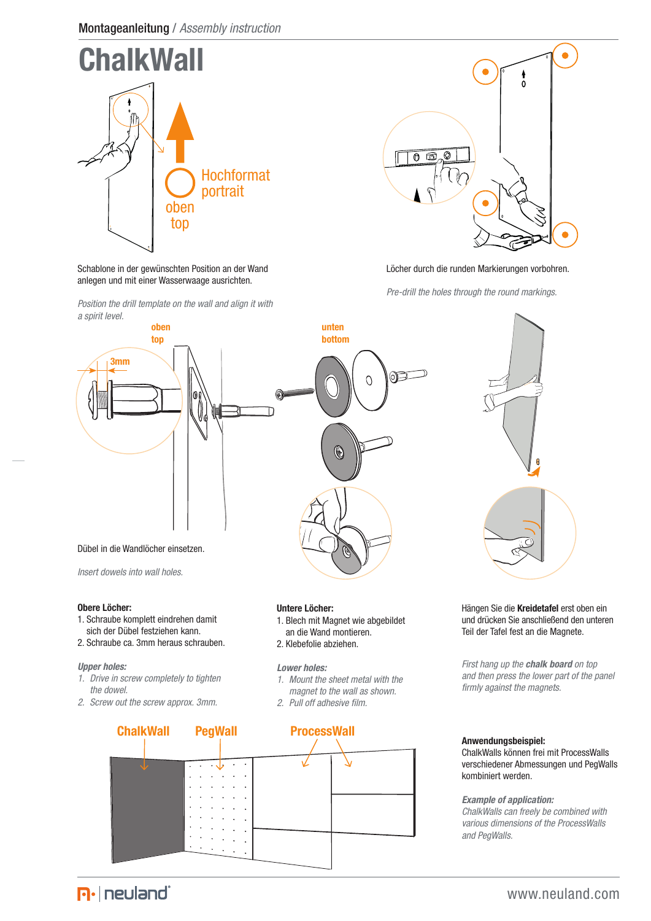Montageanleitung / *Assembly instruction*

# ChalkWall

Hochformat
portrait

oben
top

Schablone in der gewünschten Position an der Wand anlegen und mit einer Wasserwaage ausrichten.

*Position the drill template on the wall and align it with a spirit level.*

Löcher durch die runden Markierungen vorbohren.

*Pre-drill the holes through the round markings.*

oben
top

3mm

unten
bottom

Dübel in die Wandlöcher einsetzen.

*Insert dowels into wall holes.*

**Obere Löcher:**

1. Schraube komplett eindrehen damit sich der Dübel festziehen kann.
2. Schraube ca. 3mm heraus schrauben.

***Upper holes:***

1. *Drive in screw completely to tighten the dowel.*
2. *Screw out the screw approx. 3mm.*

**Untere Löcher:**

1. Blech mit Magnet wie abgebildet an die Wand montieren.
2. Klebefolie abziehen.

***Lower holes:***

1. *Mount the sheet metal with the magnet to the wall as shown.*
2. *Pull off adhesive film.*

Hängen Sie die **Kreidetafel** erst oben ein und drücken Sie anschließend den unteren Teil der Tafel fest an die Magnete.

*First hang up the **chalk board** on top and then press the lower part of the panel firmly against the magnets.*

ChalkWall   PegWall   ProcessWall

**Anwendungsbeispiel:**
ChalkWalls können frei mit ProcessWalls verschiedener Abmessungen und PegWalls kombiniert werden.

***Example of application:***
*ChalkWalls can freely be combined with various dimensions of the ProcessWalls and PegWalls.*

neuland   www.neuland.com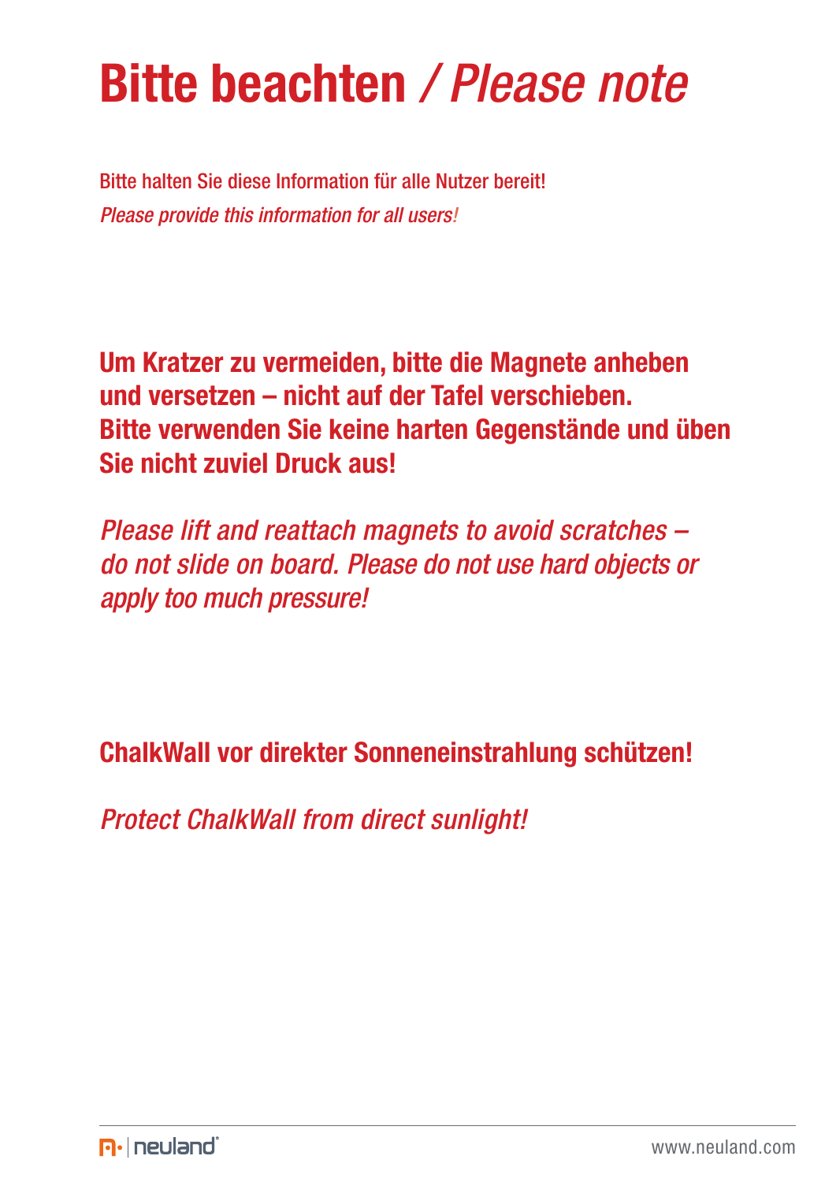# **Bitte beachten** */ Please note*

Bitte halten Sie diese Information für alle Nutzer bereit!
*Please provide this information for all users!*

**Um Kratzer zu vermeiden, bitte die Magnete anheben und versetzen – nicht auf der Tafel verschieben. Bitte verwenden Sie keine harten Gegenstände und üben Sie nicht zuviel Druck aus!**

*Please lift and reattach magnets to avoid scratches – do not slide on board. Please do not use hard objects or apply too much pressure!*

**ChalkWall vor direkter Sonneneinstrahlung schützen!**

*Protect ChalkWall from direct sunlight!*